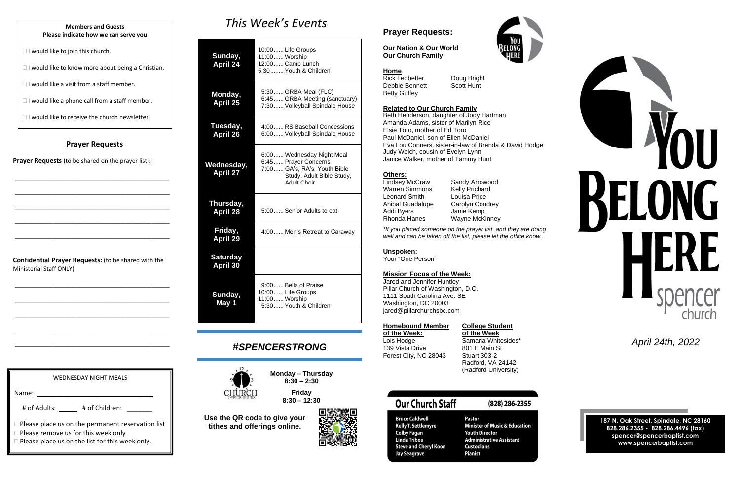**Members and Guests**
**Please indicate how we can serve you**

- ☐ I would like to join this church.
- ☐ I would like to know more about being a Christian.
- ☐ I would like a visit from a staff member.
- ☐ I would like a phone call from a staff member.
- ☐ I would like to receive the church newsletter.

## Prayer Requests

**Prayer Requests** (to be shared on the prayer list):

\_\_\_\_\_\_\_\_\_\_\_\_\_\_\_\_\_\_\_\_\_\_\_\_\_\_\_\_\_\_\_\_\_\_\_\_\_\_\_\_

\_\_\_\_\_\_\_\_\_\_\_\_\_\_\_\_\_\_\_\_\_\_\_\_\_\_\_\_\_\_\_\_\_\_\_\_\_\_\_\_

\_\_\_\_\_\_\_\_\_\_\_\_\_\_\_\_\_\_\_\_\_\_\_\_\_\_\_\_\_\_\_\_\_\_\_\_\_\_\_\_

\_\_\_\_\_\_\_\_\_\_\_\_\_\_\_\_\_\_\_\_\_\_\_\_\_\_\_\_\_\_\_\_\_\_\_\_\_\_\_\_

\_\_\_\_\_\_\_\_\_\_\_\_\_\_\_\_\_\_\_\_\_\_\_\_\_\_\_\_\_\_\_\_\_\_\_\_\_\_\_\_

**Confidential Prayer Requests:** (to be shared with the Ministerial Staff ONLY)

\_\_\_\_\_\_\_\_\_\_\_\_\_\_\_\_\_\_\_\_\_\_\_\_\_\_\_\_\_\_\_\_\_\_\_\_\_\_\_\_

\_\_\_\_\_\_\_\_\_\_\_\_\_\_\_\_\_\_\_\_\_\_\_\_\_\_\_\_\_\_\_\_\_\_\_\_\_\_\_\_

\_\_\_\_\_\_\_\_\_\_\_\_\_\_\_\_\_\_\_\_\_\_\_\_\_\_\_\_\_\_\_\_\_\_\_\_\_\_\_\_

\_\_\_\_\_\_\_\_\_\_\_\_\_\_\_\_\_\_\_\_\_\_\_\_\_\_\_\_\_\_\_\_\_\_\_\_\_\_\_\_

\_\_\_\_\_\_\_\_\_\_\_\_\_\_\_\_\_\_\_\_\_\_\_\_\_\_\_\_\_\_\_\_\_\_\_\_\_\_\_\_

**WEDNESDAY NIGHT MEALS**

Name: \_\_\_\_\_\_\_\_\_\_\_\_\_\_\_\_\_\_\_\_\_\_\_\_\_\_\_\_\_\_

\# of Adults: \_\_\_\_\_ # of Children: \_\_\_\_\_\_\_

- ☐ Please place us on the permanent reservation list
- ☐ Please remove us for this week only
- ☐ Please place us on the list for this week only.

# *This Week's Events*

| Day | Events |
|---|---|
| **Sunday, April 24** | 10:00 ...... Life Groups<br>11:00 ...... Worship<br>12:00 ...... Camp Lunch<br>5:30 ........ Youth & Children |
| **Monday, April 25** | 5:30 ...... GRBA Meal (FLC)<br>6:45 ...... GRBA Meeting (sanctuary)<br>7:30 ...... Volleyball Spindale House |
| **Tuesday, April 26** | 4:00 ...... RS Baseball Concessions<br>6:00 ...... Volleyball Spindale House |
| **Wednesday, April 27** | 6:00 ...... Wednesday Night Meal<br>6:45 ...... Prayer Concerns<br>7:00 ...... GA's, RA's, Youth Bible Study, Adult Bible Study, Adult Choir |
| **Thursday, April 28** | 5:00 ...... Senior Adults to eat |
| **Friday, April 29** | 4:00 ...... Men's Retreat to Caraway |
| **Saturday April 30** | |
| **Sunday, May 1** | 9:00 ...... Bells of Praise<br>10:00 ...... Life Groups<br>11:00 ...... Worship<br>5:30 ...... Youth & Children |

## *#SPENCERSTRONG*

CHURCH OFFICE HOURS

**Monday – Thursday**
**8:30 – 2:30**

**Friday**
**8:30 – 12:30**

**Use the QR code to give your tithes and offerings online.**

## Prayer Requests:

**Our Nation & Our World**
**Our Church Family**

**Home**
Rick Ledbetter
Debbie Bennett
Betty Guffey
Doug Bright
Scott Hunt

**Related to Our Church Family**
Beth Henderson, daughter of Jody Hartman
Amanda Adams, sister of Marilyn Rice
Elsie Toro, mother of Ed Toro
Paul McDaniel, son of Ellen McDaniel
Eva Lou Conners, sister-in-law of Brenda & David Hodge
Judy Welch, cousin of Evelyn Lynn
Janice Walker, mother of Tammy Hunt

**Others:**
Lindsey McCraw
Warren Simmons
Leonard Smith
Anibal Guadalupe
Addi Byers
Rhonda Hanes
Sandy Arrowood
Kelly Prichard
Louisa Price
Carolyn Condrey
Janie Kemp
Wayne McKinney

*\*If you placed someone on the prayer list, and they are doing well and can be taken off the list, please let the office know.*

**Unspoken:**
Your "One Person"

**Mission Focus of the Week:**
Jared and Jennifer Huntley
Pillar Church of Washington, D.C.
1111 South Carolina Ave. SE
Washington, DC 20003
jared@pillarchurchsbc.com

**Homebound Member of the Week:**
Lois Hodge
139 Vista Drive
Forest City, NC 28043

**College Student of the Week**
Samaria Whitesides\*
801 E Main St
Stuart 303-2
Radford, VA 24142
(Radford University)

## Our Church Staff
(828) 286-2355

| Name | Role |
|---|---|
| Bruce Caldwell | Pastor |
| Kelly T. Settlemyre | Minister of Music & Education |
| Colby Fagan | Youth Director |
| Linda Tribou | Administrative Assistant |
| Steve and Cheryl Koon | Custodians |
| Jay Seagrave | Pianist |

# YOU BELONG HERE
spencer church

*April 24th, 2022*

**187 N. Oak Street, Spindale, NC 28160**
**828.286.2355 - 828.286.4496 (fax)**
**spencer@spencerbaptist.com**
**www.spencerbaptist.com**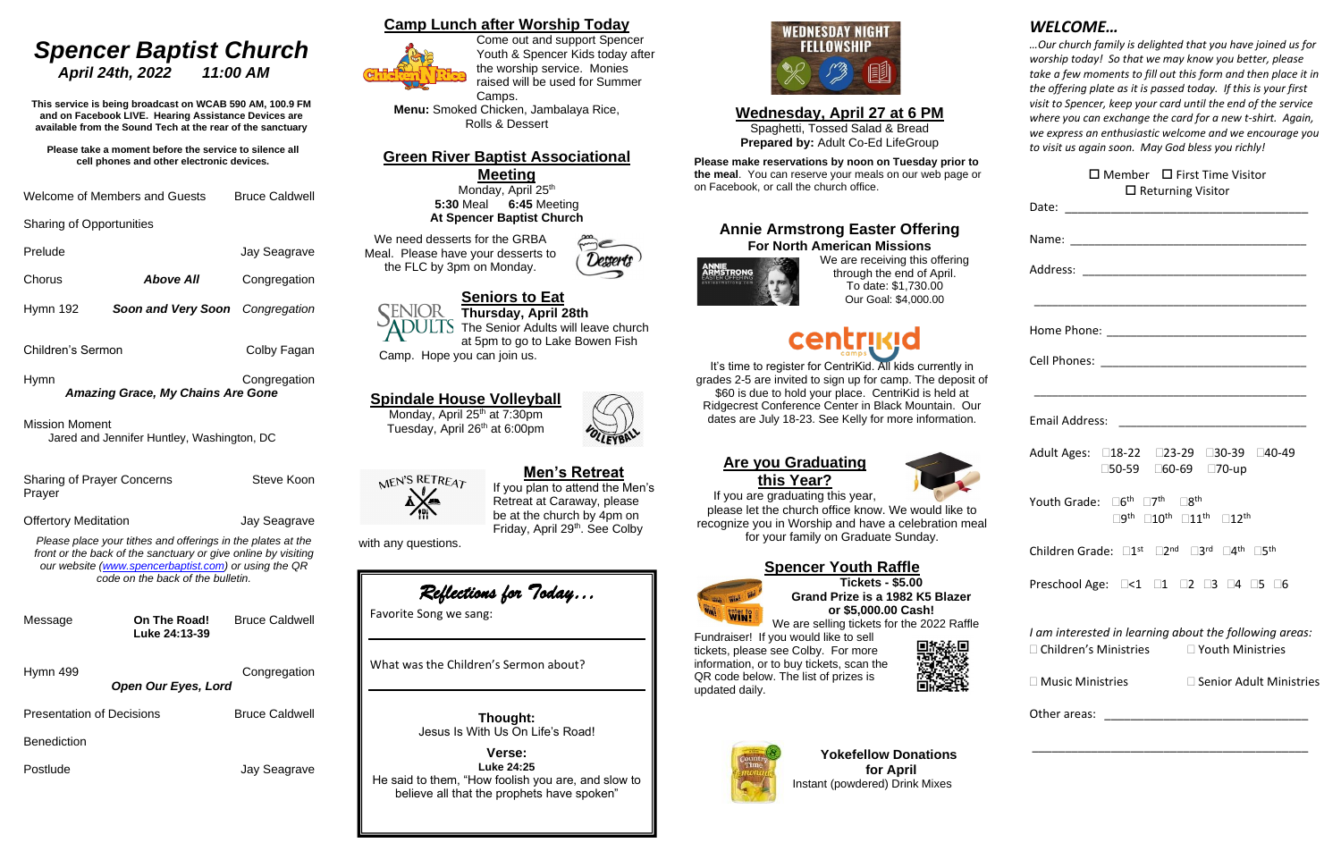# Spencer Baptist Church

***April 24th, 2022 11:00 AM***

**This service is being broadcast on WCAB 590 AM, 100.9 FM and on Facebook LIVE. Hearing Assistance Devices are available from the Sound Tech at the rear of the sanctuary**

**Please take a moment before the service to silence all cell phones and other electronic devices.**

Welcome of Members and Guests — Bruce Caldwell

Sharing of Opportunities

Prelude — Jay Seagrave

Chorus — ***Above All*** — Congregation

Hymn 192 — ***Soon and Very Soon*** — *Congregation*

Children's Sermon — Colby Fagan

Hymn — Congregation
***Amazing Grace, My Chains Are Gone***

Mission Moment
Jared and Jennifer Huntley, Washington, DC

Sharing of Prayer Concerns — Steve Koon
Prayer

Offertory Meditation — Jay Seagrave

*Please place your tithes and offerings in the plates at the front or the back of the sanctuary or give online by visiting our website (www.spencerbaptist.com) or using the QR code on the back of the bulletin.*

Message — **On The Road! Luke 24:13-39** — Bruce Caldwell

Hymn 499 — Congregation
***Open Our Eyes, Lord***

Presentation of Decisions — Bruce Caldwell

Benediction

Postlude — Jay Seagrave

## Camp Lunch after Worship Today

Come out and support Spencer Youth & Spencer Kids today after the worship service. Monies raised will be used for Summer Camps.
**Menu:** Smoked Chicken, Jambalaya Rice, Rolls & Dessert

## Green River Baptist Associational Meeting

Monday, April 25th
**5:30** Meal **6:45** Meeting
**At Spencer Baptist Church**

We need desserts for the GRBA Meal. Please have your desserts to the FLC by 3pm on Monday.

## Seniors to Eat

**Thursday, April 28th**
The Senior Adults will leave church at 5pm to go to Lake Bowen Fish Camp. Hope you can join us.

## Spindale House Volleyball

Monday, April 25th at 7:30pm
Tuesday, April 26th at 6:00pm

## Men's Retreat

If you plan to attend the Men's Retreat at Caraway, please be at the church by 4pm on Friday, April 29th. See Colby with any questions.

### *Reflections for Today…*

Favorite Song we sang:

\_\_\_\_\_\_\_\_\_\_\_\_\_\_\_\_\_\_\_\_\_\_\_\_\_\_\_\_\_\_

What was the Children's Sermon about?

\_\_\_\_\_\_\_\_\_\_\_\_\_\_\_\_\_\_\_\_\_\_\_\_\_\_\_\_\_\_

**Thought:**
Jesus Is With Us On Life's Road!

**Verse:**
**Luke 24:25**
He said to them, "How foolish you are, and slow to believe all that the prophets have spoken"

## WEDNESDAY NIGHT FELLOWSHIP

## Wednesday, April 27 at 6 PM

Spaghetti, Tossed Salad & Bread
**Prepared by:** Adult Co-Ed LifeGroup

**Please make reservations by noon on Tuesday prior to the meal**. You can reserve your meals on our web page or on Facebook, or call the church office.

## Annie Armstrong Easter Offering

**For North American Missions**

We are receiving this offering through the end of April.
To date: $1,730.00
Our Goal: $4,000.00

## centrikid

It's time to register for CentriKid. All kids currently in grades 2-5 are invited to sign up for camp. The deposit of $60 is due to hold your place. CentriKid is held at Ridgecrest Conference Center in Black Mountain. Our dates are July 18-23. See Kelly for more information.

## Are you Graduating this Year?

If you are graduating this year, please let the church office know. We would like to recognize you in Worship and have a celebration meal for your family on Graduate Sunday.

## Spencer Youth Raffle

**Tickets - $5.00**
**Grand Prize is a 1982 K5 Blazer or $5,000.00 Cash!**

We are selling tickets for the 2022 Raffle Fundraiser! If you would like to sell tickets, please see Colby. For more information, or to buy tickets, scan the QR code below. The list of prizes is updated daily.

**Yokefellow Donations for April**
Instant (powdered) Drink Mixes

## *WELCOME…*

*…Our church family is delighted that you have joined us for worship today! So that we may know you better, please take a few moments to fill out this form and then place it in the offering plate as it is passed today. If this is your first visit to Spencer, keep your card until the end of the service where you can exchange the card for a new t-shirt. Again, we express an enthusiastic welcome and we encourage you to visit us again soon. May God bless you richly!*

☐ Member ☐ First Time Visitor ☐ Returning Visitor

Date: \_\_\_\_\_\_\_\_\_\_\_\_\_\_\_\_\_\_\_\_\_\_\_\_\_\_\_\_

Name: \_\_\_\_\_\_\_\_\_\_\_\_\_\_\_\_\_\_\_\_\_\_\_\_\_\_\_\_

Address: \_\_\_\_\_\_\_\_\_\_\_\_\_\_\_\_\_\_\_\_\_\_\_\_\_\_\_\_

\_\_\_\_\_\_\_\_\_\_\_\_\_\_\_\_\_\_\_\_\_\_\_\_\_\_\_\_

Home Phone: \_\_\_\_\_\_\_\_\_\_\_\_\_\_\_\_\_\_\_\_\_\_\_\_\_\_\_\_

Cell Phones: \_\_\_\_\_\_\_\_\_\_\_\_\_\_\_\_\_\_\_\_\_\_\_\_\_\_\_\_

\_\_\_\_\_\_\_\_\_\_\_\_\_\_\_\_\_\_\_\_\_\_\_\_\_\_\_\_

Email Address: \_\_\_\_\_\_\_\_\_\_\_\_\_\_\_\_\_\_\_\_\_\_\_\_\_\_\_\_

Adult Ages: ☐18-22 ☐23-29 ☐30-39 ☐40-49 ☐50-59 ☐60-69 ☐70-up

Youth Grade: ☐6th ☐7th ☐8th ☐9th ☐10th ☐11th ☐12th

Children Grade: ☐1st ☐2nd ☐3rd ☐4th ☐5th

Preschool Age: ☐<1 ☐1 ☐2 ☐3 ☐4 ☐5 ☐6

*I am interested in learning about the following areas:*

☐ Children's Ministries ☐ Youth Ministries

☐ Music Ministries ☐ Senior Adult Ministries

Other areas: \_\_\_\_\_\_\_\_\_\_\_\_\_\_\_\_\_\_\_\_\_\_\_\_\_\_\_\_

\_\_\_\_\_\_\_\_\_\_\_\_\_\_\_\_\_\_\_\_\_\_\_\_\_\_\_\_